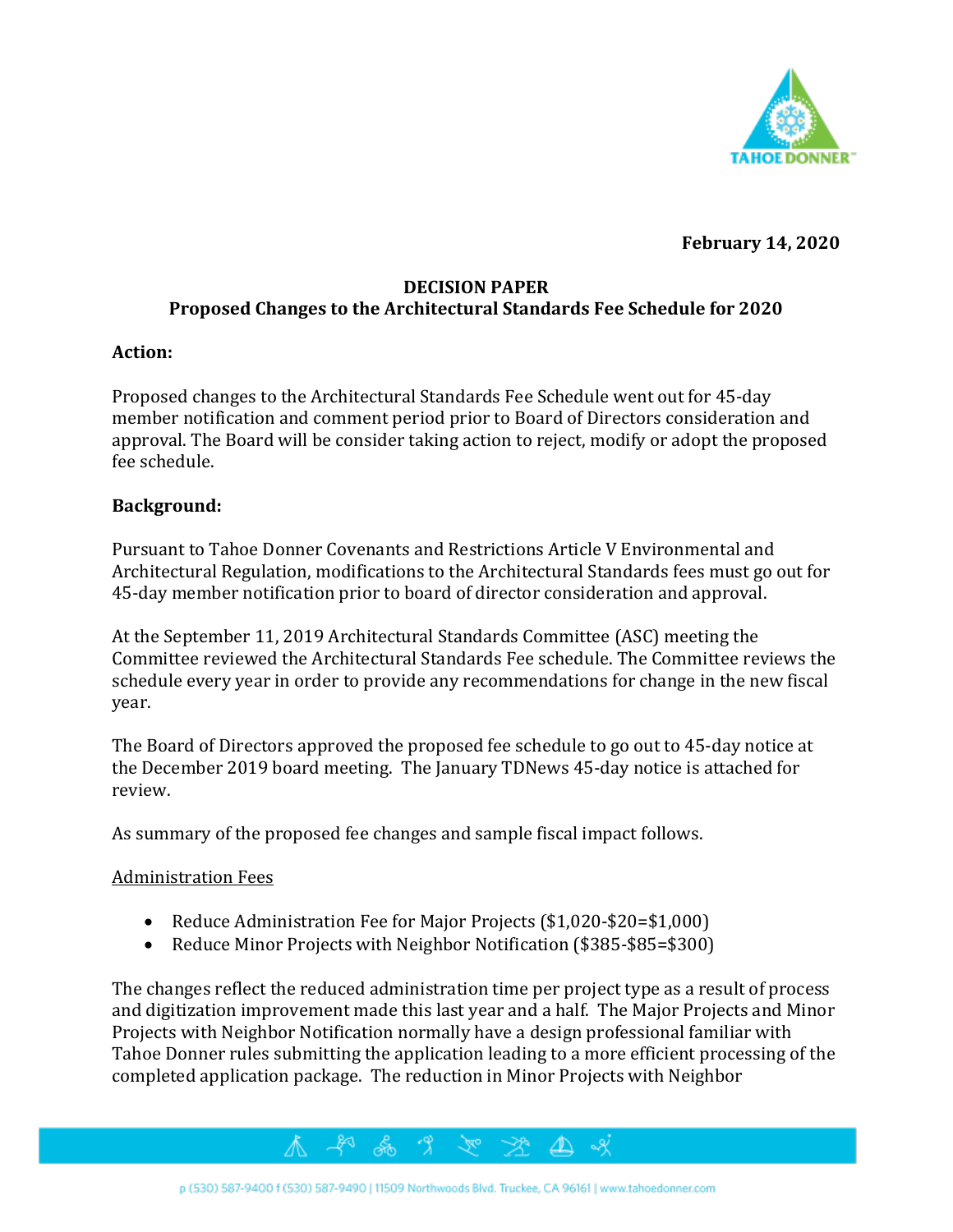**February 14, 2020**

**DECISION PAPER**
**Proposed Changes to the Architectural Standards Fee Schedule for 2020**

**Action:**

Proposed changes to the Architectural Standards Fee Schedule went out for 45-day member notification and comment period prior to Board of Directors consideration and approval. The Board will be consider taking action to reject, modify or adopt the proposed fee schedule.

**Background:**

Pursuant to Tahoe Donner Covenants and Restrictions Article V Environmental and Architectural Regulation, modifications to the Architectural Standards fees must go out for 45-day member notification prior to board of director consideration and approval.

At the September 11, 2019 Architectural Standards Committee (ASC) meeting the Committee reviewed the Architectural Standards Fee schedule. The Committee reviews the schedule every year in order to provide any recommendations for change in the new fiscal year.

The Board of Directors approved the proposed fee schedule to go out to 45-day notice at the December 2019 board meeting. The January TDNews 45-day notice is attached for review.

As summary of the proposed fee changes and sample fiscal impact follows.

<u>Administration Fees</u>

- Reduce Administration Fee for Major Projects ($1,020-$20=$1,000)
- Reduce Minor Projects with Neighbor Notification ($385-$85=$300)

The changes reflect the reduced administration time per project type as a result of process and digitization improvement made this last year and a half. The Major Projects and Minor Projects with Neighbor Notification normally have a design professional familiar with Tahoe Donner rules submitting the application leading to a more efficient processing of the completed application package. The reduction in Minor Projects with Neighbor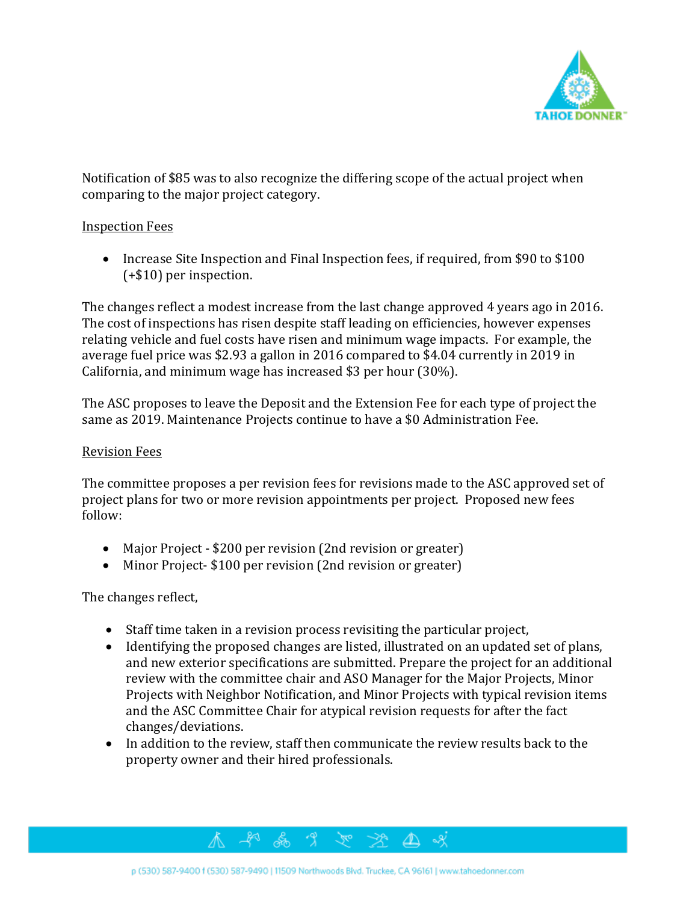Notification of $85 was to also recognize the differing scope of the actual project when comparing to the major project category.

<u>Inspection Fees</u>

- Increase Site Inspection and Final Inspection fees, if required, from $90 to $100 (+$10) per inspection.

The changes reflect a modest increase from the last change approved 4 years ago in 2016. The cost of inspections has risen despite staff leading on efficiencies, however expenses relating vehicle and fuel costs have risen and minimum wage impacts. For example, the average fuel price was $2.93 a gallon in 2016 compared to $4.04 currently in 2019 in California, and minimum wage has increased $3 per hour (30%).

The ASC proposes to leave the Deposit and the Extension Fee for each type of project the same as 2019. Maintenance Projects continue to have a $0 Administration Fee.

<u>Revision Fees</u>

The committee proposes a per revision fees for revisions made to the ASC approved set of project plans for two or more revision appointments per project. Proposed new fees follow:

- Major Project - $200 per revision (2nd revision or greater)
- Minor Project- $100 per revision (2nd revision or greater)

The changes reflect,

- Staff time taken in a revision process revisiting the particular project,
- Identifying the proposed changes are listed, illustrated on an updated set of plans, and new exterior specifications are submitted. Prepare the project for an additional review with the committee chair and ASO Manager for the Major Projects, Minor Projects with Neighbor Notification, and Minor Projects with typical revision items and the ASC Committee Chair for atypical revision requests for after the fact changes/deviations.
- In addition to the review, staff then communicate the review results back to the property owner and their hired professionals.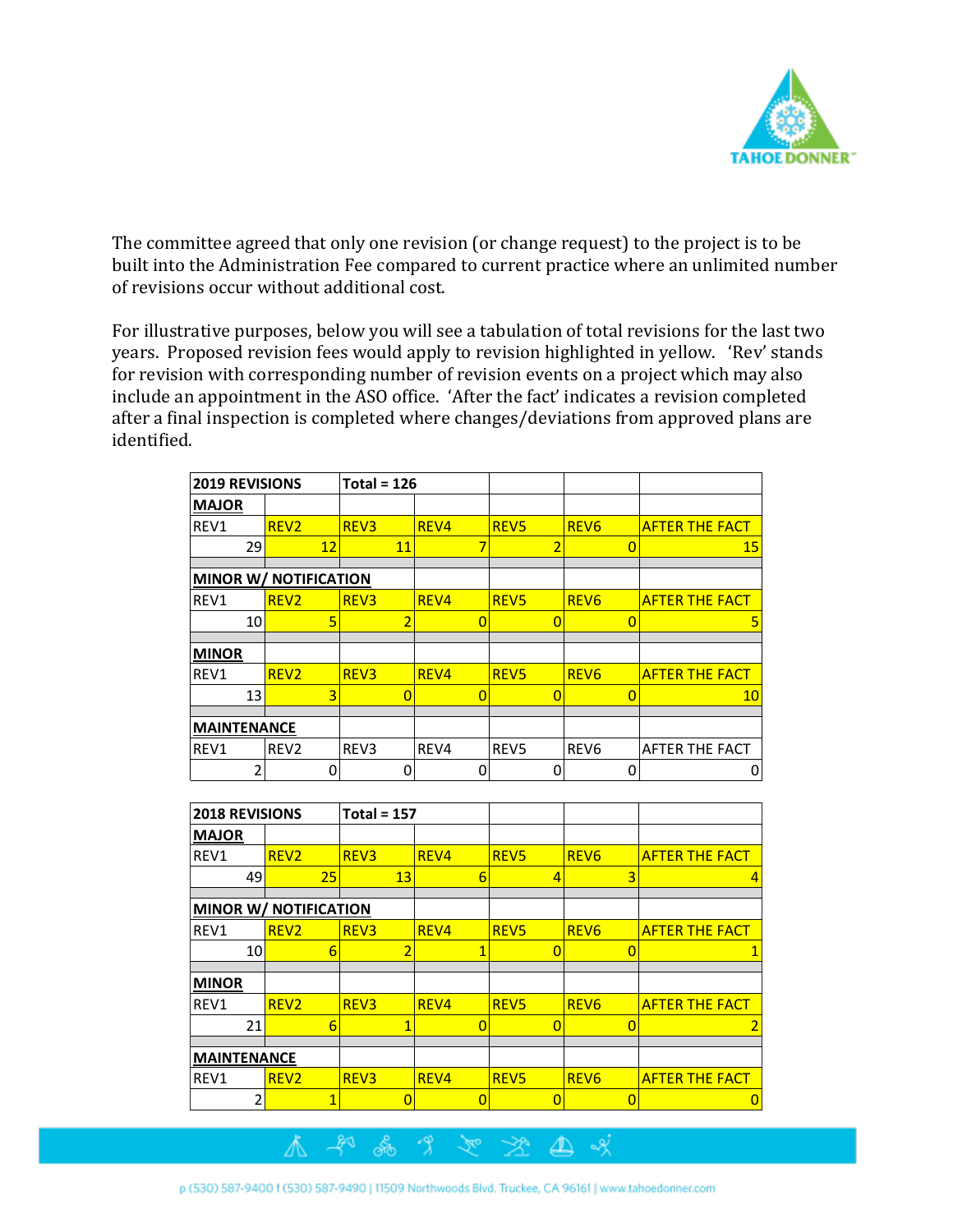The committee agreed that only one revision (or change request) to the project is to be built into the Administration Fee compared to current practice where an unlimited number of revisions occur without additional cost.

For illustrative purposes, below you will see a tabulation of total revisions for the last two years. Proposed revision fees would apply to revision highlighted in yellow. 'Rev' stands for revision with corresponding number of revision events on a project which may also include an appointment in the ASO office. 'After the fact' indicates a revision completed after a final inspection is completed where changes/deviations from approved plans are identified.

| **2019 REVISIONS** | | **Total = 126** | | | | |
|---|---|---|---|---|---|---|
| **MAJOR** | | | | | | |
| REV1 | REV2 | REV3 | REV4 | REV5 | REV6 | AFTER THE FACT |
| 29 | 12 | 11 | 7 | 2 | 0 | 15 |
| **MINOR W/ NOTIFICATION** | | | | | | |
| REV1 | REV2 | REV3 | REV4 | REV5 | REV6 | AFTER THE FACT |
| 10 | 5 | 2 | 0 | 0 | 0 | 5 |
| **MINOR** | | | | | | |
| REV1 | REV2 | REV3 | REV4 | REV5 | REV6 | AFTER THE FACT |
| 13 | 3 | 0 | 0 | 0 | 0 | 10 |
| **MAINTENANCE** | | | | | | |
| REV1 | REV2 | REV3 | REV4 | REV5 | REV6 | AFTER THE FACT |
| 2 | 0 | 0 | 0 | 0 | 0 | 0 |

| **2018 REVISIONS** | | **Total = 157** | | | | |
|---|---|---|---|---|---|---|
| **MAJOR** | | | | | | |
| REV1 | REV2 | REV3 | REV4 | REV5 | REV6 | AFTER THE FACT |
| 49 | 25 | 13 | 6 | 4 | 3 | 4 |
| **MINOR W/ NOTIFICATION** | | | | | | |
| REV1 | REV2 | REV3 | REV4 | REV5 | REV6 | AFTER THE FACT |
| 10 | 6 | 2 | 1 | 0 | 0 | 1 |
| **MINOR** | | | | | | |
| REV1 | REV2 | REV3 | REV4 | REV5 | REV6 | AFTER THE FACT |
| 21 | 6 | 1 | 0 | 0 | 0 | 2 |
| **MAINTENANCE** | | | | | | |
| REV1 | REV2 | REV3 | REV4 | REV5 | REV6 | AFTER THE FACT |
| 2 | 1 | 0 | 0 | 0 | 0 | 0 |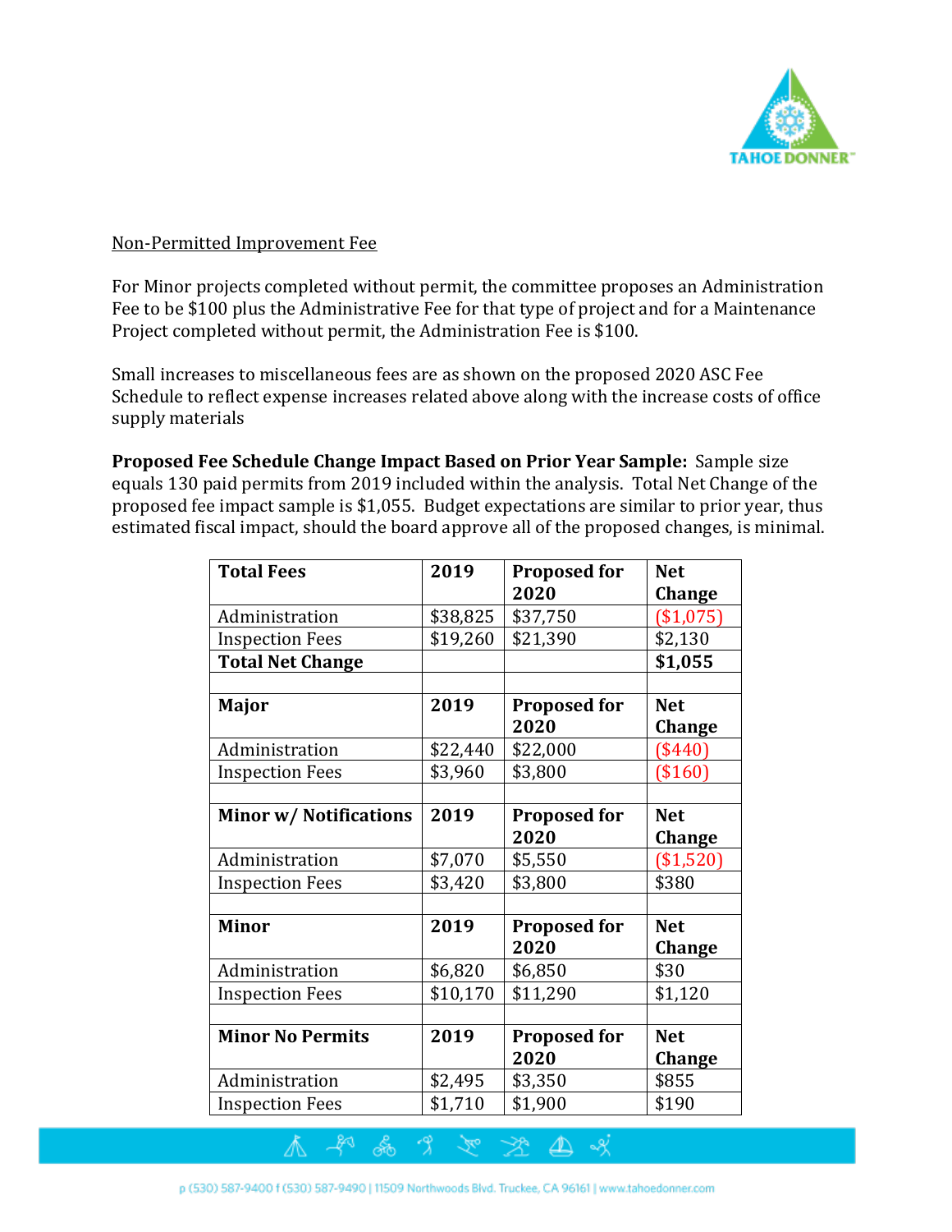Non-Permitted Improvement Fee

For Minor projects completed without permit, the committee proposes an Administration Fee to be $100 plus the Administrative Fee for that type of project and for a Maintenance Project completed without permit, the Administration Fee is $100.

Small increases to miscellaneous fees are as shown on the proposed 2020 ASC Fee Schedule to reflect expense increases related above along with the increase costs of office supply materials

**Proposed Fee Schedule Change Impact Based on Prior Year Sample:** Sample size equals 130 paid permits from 2019 included within the analysis. Total Net Change of the proposed fee impact sample is $1,055. Budget expectations are similar to prior year, thus estimated fiscal impact, should the board approve all of the proposed changes, is minimal.

| **Total Fees** | **2019** | **Proposed for 2020** | **Net Change** |
|---|---|---|---|
| Administration | $38,825 | $37,750 | ($1,075) |
| Inspection Fees | $19,260 | $21,390 | $2,130 |
| **Total Net Change** | | | **$1,055** |
| | | | |
| **Major** | **2019** | **Proposed for 2020** | **Net Change** |
| Administration | $22,440 | $22,000 | ($440) |
| Inspection Fees | $3,960 | $3,800 | ($160) |
| | | | |
| **Minor w/ Notifications** | **2019** | **Proposed for 2020** | **Net Change** |
| Administration | $7,070 | $5,550 | ($1,520) |
| Inspection Fees | $3,420 | $3,800 | $380 |
| | | | |
| **Minor** | **2019** | **Proposed for 2020** | **Net Change** |
| Administration | $6,820 | $6,850 | $30 |
| Inspection Fees | $10,170 | $11,290 | $1,120 |
| | | | |
| **Minor No Permits** | **2019** | **Proposed for 2020** | **Net Change** |
| Administration | $2,495 | $3,350 | $855 |
| Inspection Fees | $1,710 | $1,900 | $190 |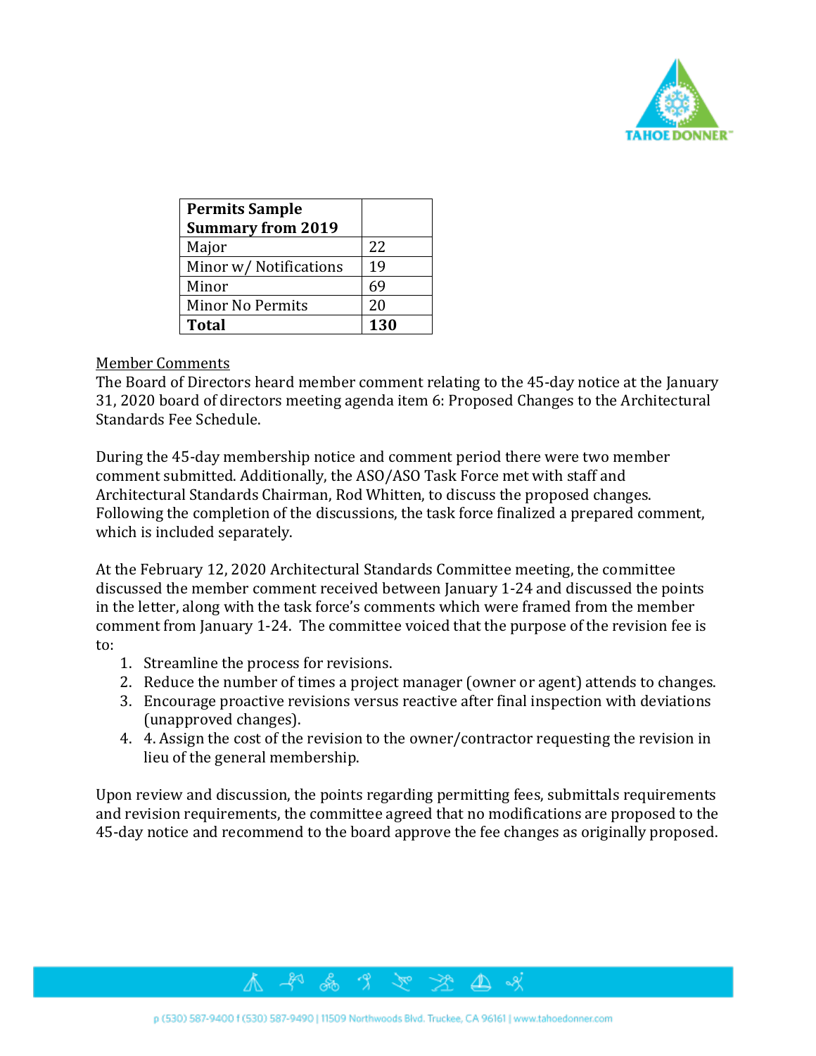| Permits Sample Summary from 2019 | |
|---|---|
| Major | 22 |
| Minor w/ Notifications | 19 |
| Minor | 69 |
| Minor No Permits | 20 |
| **Total** | **130** |

<u>Member Comments</u>

The Board of Directors heard member comment relating to the 45-day notice at the January 31, 2020 board of directors meeting agenda item 6: Proposed Changes to the Architectural Standards Fee Schedule.

During the 45-day membership notice and comment period there were two member comment submitted. Additionally, the ASO/ASO Task Force met with staff and Architectural Standards Chairman, Rod Whitten, to discuss the proposed changes. Following the completion of the discussions, the task force finalized a prepared comment, which is included separately.

At the February 12, 2020 Architectural Standards Committee meeting, the committee discussed the member comment received between January 1-24 and discussed the points in the letter, along with the task force's comments which were framed from the member comment from January 1-24. The committee voiced that the purpose of the revision fee is to:

1. Streamline the process for revisions.
2. Reduce the number of times a project manager (owner or agent) attends to changes.
3. Encourage proactive revisions versus reactive after final inspection with deviations (unapproved changes).
4. 4. Assign the cost of the revision to the owner/contractor requesting the revision in lieu of the general membership.

Upon review and discussion, the points regarding permitting fees, submittals requirements and revision requirements, the committee agreed that no modifications are proposed to the 45-day notice and recommend to the board approve the fee changes as originally proposed.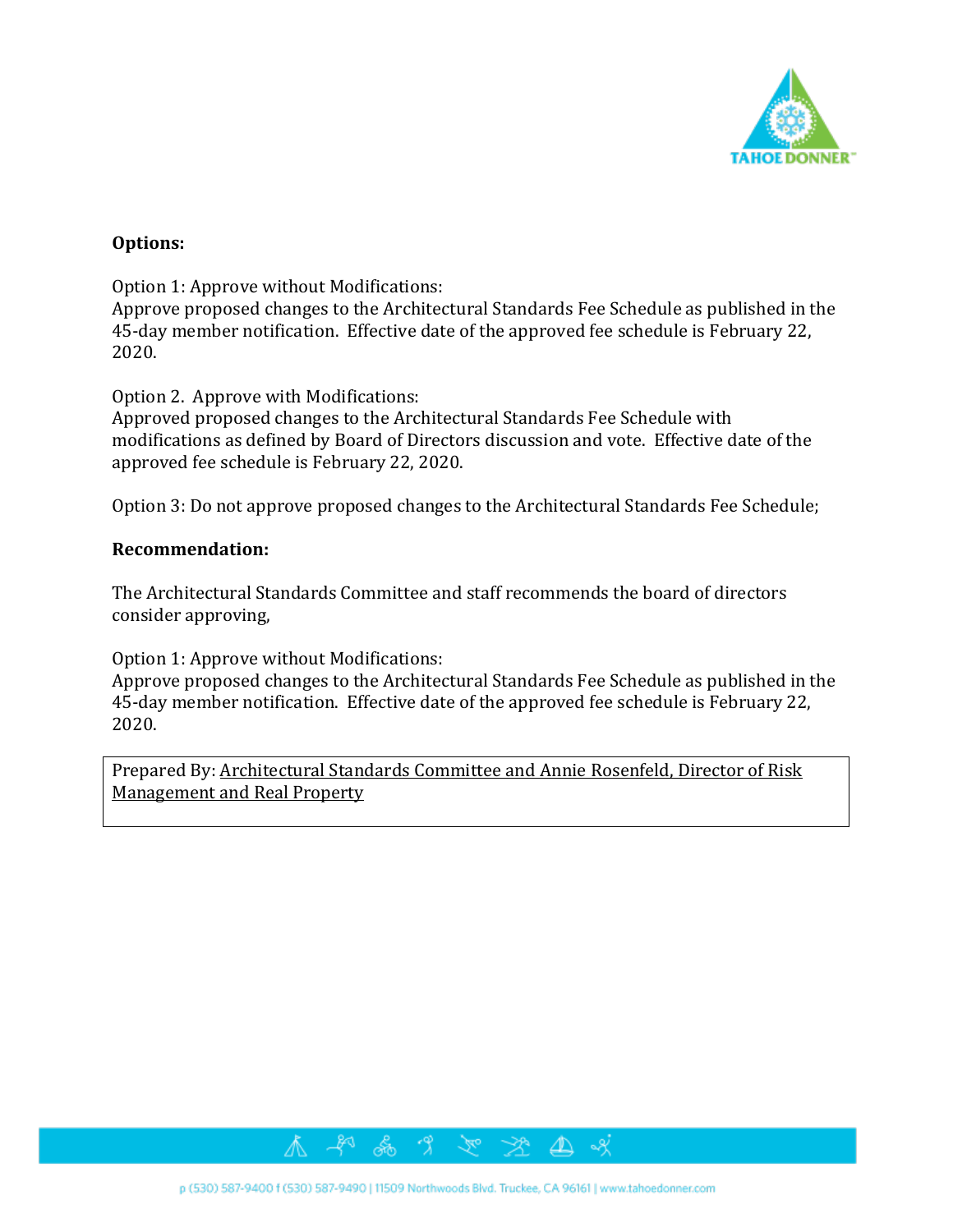**Options:**

Option 1: Approve without Modifications:
Approve proposed changes to the Architectural Standards Fee Schedule as published in the 45-day member notification. Effective date of the approved fee schedule is February 22, 2020.

Option 2. Approve with Modifications:
Approved proposed changes to the Architectural Standards Fee Schedule with modifications as defined by Board of Directors discussion and vote. Effective date of the approved fee schedule is February 22, 2020.

Option 3: Do not approve proposed changes to the Architectural Standards Fee Schedule;

**Recommendation:**

The Architectural Standards Committee and staff recommends the board of directors consider approving,

Option 1: Approve without Modifications:
Approve proposed changes to the Architectural Standards Fee Schedule as published in the 45-day member notification. Effective date of the approved fee schedule is February 22, 2020.

Prepared By: Architectural Standards Committee and Annie Rosenfeld, Director of Risk Management and Real Property